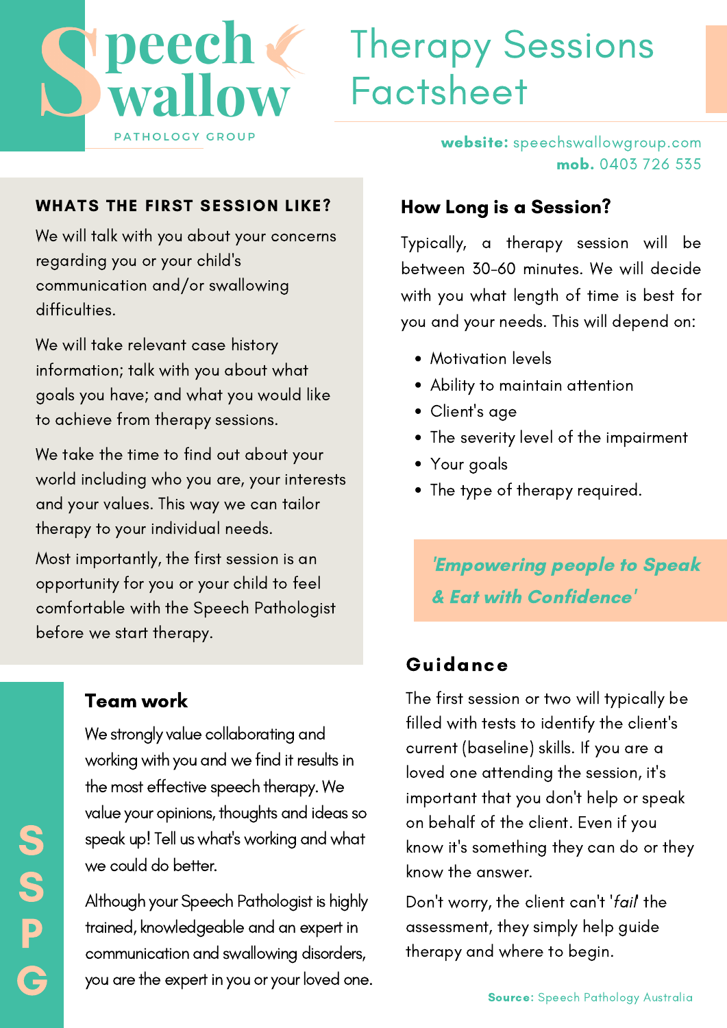# Speech Swallow

PATHOLOGY GROUP

# Therapy Sessions Factsheet

**website:** speechswallowgroup.com
**mob.** 0403 726 535

## WHATS THE FIRST SESSION LIKE?

We will talk with you about your concerns regarding you or your child's communication and/or swallowing difficulties.

We will take relevant case history information; talk with you about what goals you have; and what you would like to achieve from therapy sessions.

We take the time to find out about your world including who you are, your interests and your values. This way we can tailor therapy to your individual needs.

Most importantly, the first session is an opportunity for you or your child to feel comfortable with the Speech Pathologist before we start therapy.

## Team work

We strongly value collaborating and working with you and we find it results in the most effective speech therapy. We value your opinions, thoughts and ideas so speak up! Tell us what's working and what we could do better.

Although your Speech Pathologist is highly trained, knowledgeable and an expert in communication and swallowing disorders, you are the expert in you or your loved one.

## How Long is a Session?

Typically, a therapy session will be between 30-60 minutes. We will decide with you what length of time is best for you and your needs. This will depend on:

- Motivation levels
- Ability to maintain attention
- Client's age
- The severity level of the impairment
- Your goals
- The type of therapy required.

***'Empowering people to Speak & Eat with Confidence'***

## Guidance

The first session or two will typically be filled with tests to identify the client's current (baseline) skills. If you are a loved one attending the session, it's important that you don't help or speak on behalf of the client. Even if you know it's something they can do or they know the answer.

Don't worry, the client can't '*fail*' the assessment, they simply help guide therapy and where to begin.

**Source:** Speech Pathology Australia

SSPG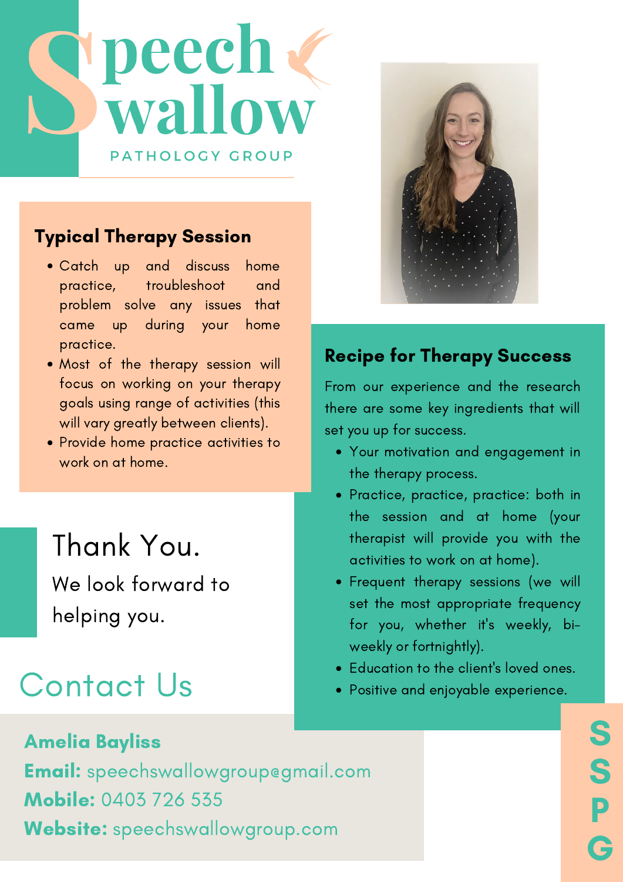# Speech Swallow

PATHOLOGY GROUP

## Typical Therapy Session

- Catch up and discuss home practice, troubleshoot and problem solve any issues that came up during your home practice.
- Most of the therapy session will focus on working on your therapy goals using range of activities (this will vary greatly between clients).
- Provide home practice activities to work on at home.

## Recipe for Therapy Success

From our experience and the research there are some key ingredients that will set you up for success.

- Your motivation and engagement in the therapy process.
- Practice, practice, practice: both in the session and at home (your therapist will provide you with the activities to work on at home).
- Frequent therapy sessions (we will set the most appropriate frequency for you, whether it's weekly, bi-weekly or fortnightly).
- Education to the client's loved ones.
- Positive and enjoyable experience.

## Thank You.

We look forward to helping you.

## Contact Us

**Amelia Bayliss**
**Email:** speechswallowgroup@gmail.com
**Mobile:** 0403 726 535
**Website:** speechswallowgroup.com

SSPG